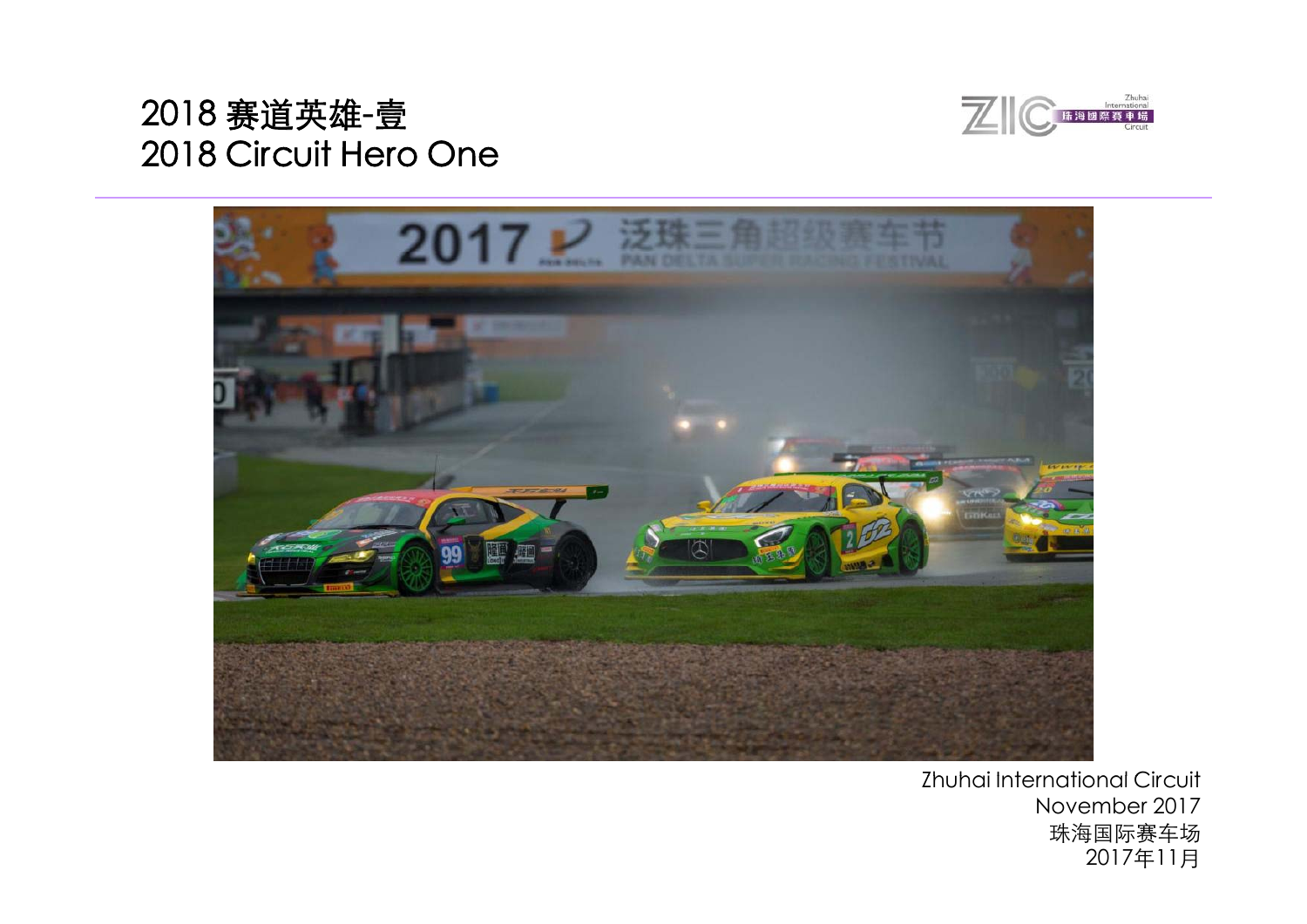# 2018 赛道英雄-壹
# 2018 Circuit Hero One

Zhuhai International Circuit
November 2017
珠海国际赛车场
2017年11月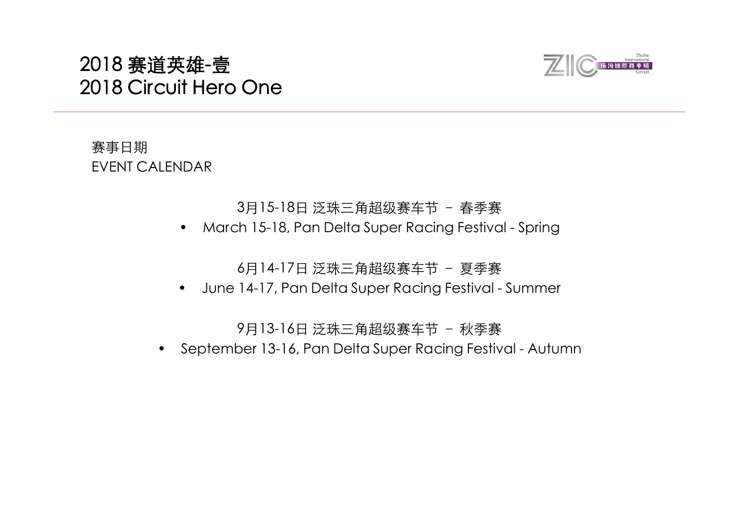# 2018 赛道英雄-壹
# 2018 Circuit Hero One

赛事日期
EVENT CALENDAR

3月15-18日 泛珠三角超级赛车节 – 春季赛

- March 15-18, Pan Delta Super Racing Festival - Spring

6月14-17日 泛珠三角超级赛车节 – 夏季赛

- June 14-17, Pan Delta Super Racing Festival - Summer

9月13-16日 泛珠三角超级赛车节 – 秋季赛

- September 13-16, Pan Delta Super Racing Festival - Autumn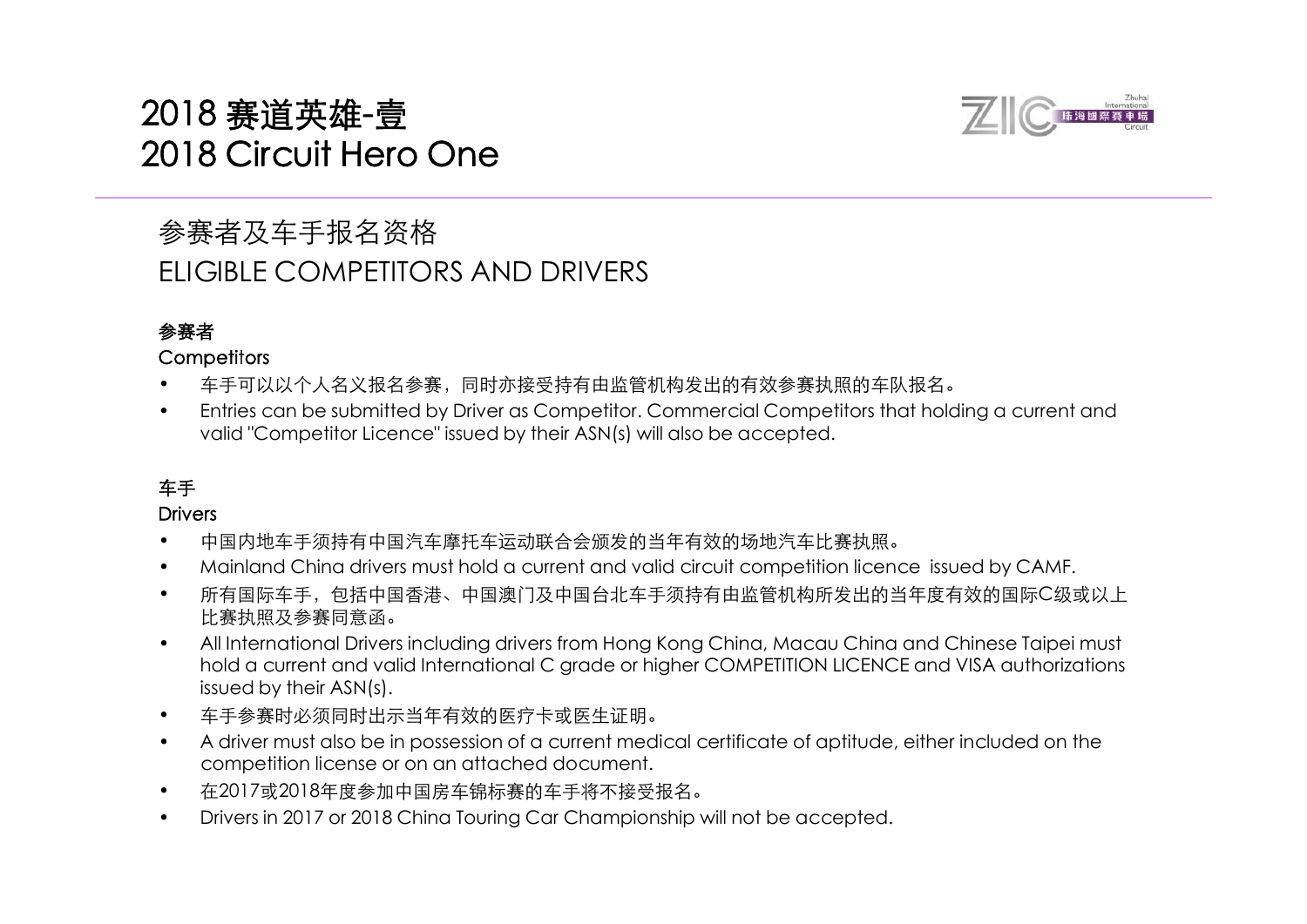# 2018 赛道英雄-壹
# 2018 Circuit Hero One

## 参赛者及车手报名资格
## ELIGIBLE COMPETITORS AND DRIVERS

**参赛者**

**Competitors**

- 车手可以以个人名义报名参赛，同时亦接受持有由监管机构发出的有效参赛执照的车队报名。
- Entries can be submitted by Driver as Competitor. Commercial Competitors that holding a current and valid "Competitor Licence" issued by their ASN(s) will also be accepted.

**车手**

**Drivers**

- 中国内地车手须持有中国汽车摩托车运动联合会颁发的当年有效的场地汽车比赛执照。
- Mainland China drivers must hold a current and valid circuit competition licence issued by CAMF.
- 所有国际车手，包括中国香港、中国澳门及中国台北车手须持有由监管机构所发出的当年度有效的国际C级或以上比赛执照及参赛同意函。
- All International Drivers including drivers from Hong Kong China, Macau China and Chinese Taipei must hold a current and valid International C grade or higher COMPETITION LICENCE and VISA authorizations issued by their ASN(s).
- 车手参赛时必须同时出示当年有效的医疗卡或医生证明。
- A driver must also be in possession of a current medical certificate of aptitude, either included on the competition license or on an attached document.
- 在2017或2018年度参加中国房车锦标赛的车手将不接受报名。
- Drivers in 2017 or 2018 China Touring Car Championship will not be accepted.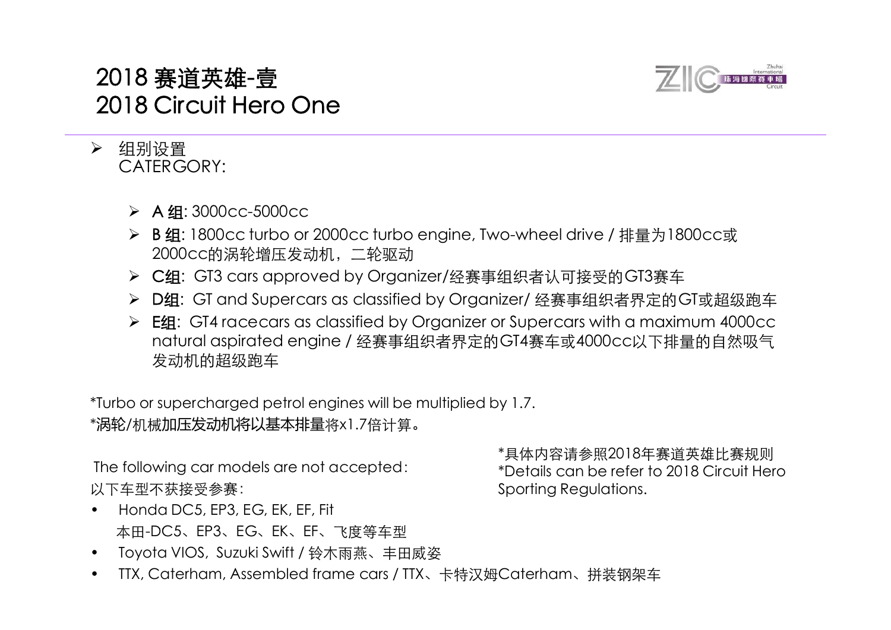# 2018 赛道英雄-壹
# 2018 Circuit Hero One

- 组别设置
  CATERGORY:

  - **A 组**: 3000cc-5000cc
  - **B 组**: 1800cc turbo or 2000cc turbo engine, Two-wheel drive / 排量为1800cc或2000cc的涡轮增压发动机，二轮驱动
  - **C组**: GT3 cars approved by Organizer/经赛事组织者认可接受的GT3赛车
  - **D组**: GT and Supercars as classified by Organizer/ 经赛事组织者界定的GT或超级跑车
  - **E组**: GT4 racecars as classified by Organizer or Supercars with a maximum 4000cc natural aspirated engine / 经赛事组织者界定的GT4赛车或4000cc以下排量的自然吸气发动机的超级跑车

*Turbo or supercharged petrol engines will be multiplied by 1.7.
*涡轮/机械加压发动机将以基本排量将x1.7倍计算。

The following car models are not accepted:
以下车型不获接受参赛:

- Honda DC5, EP3, EG, EK, EF, Fit
  本田-DC5、EP3、EG、EK、EF、飞度等车型
- Toyota VIOS, Suzuki Swift / 铃木雨燕、丰田威姿
- TTX, Caterham, Assembled frame cars / TTX、卡特汉姆Caterham、拼装钢架车

*具体内容请参照2018年赛道英雄比赛规则
*Details can be refer to 2018 Circuit Hero Sporting Regulations.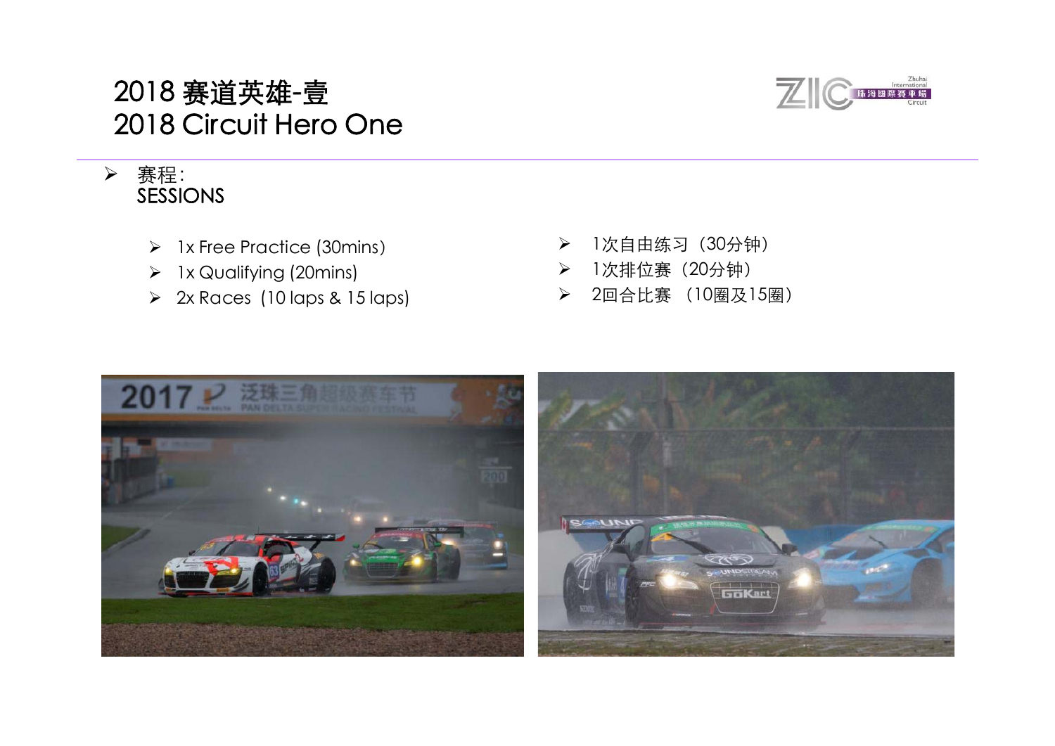# 2018 赛道英雄-壹
# 2018 Circuit Hero One

- 赛程:
  SESSIONS

  - 1x Free Practice (30mins)
  - 1x Qualifying (20mins)
  - 2x Races (10 laps & 15 laps)

  - 1次自由练习（30分钟）
  - 1次排位赛（20分钟）
  - 2回合比赛 （10圈及15圈）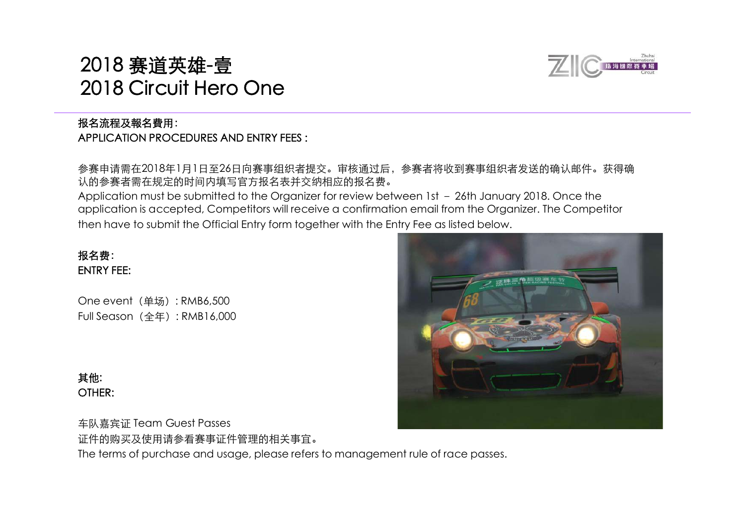# 2018 赛道英雄-壹
# 2018 Circuit Hero One

**报名流程及報名費用:**
**APPLICATION PROCEDURES AND ENTRY FEES :**

参赛申请需在2018年1月1日至26日向赛事组织者提交。审核通过后，参赛者将收到赛事组织者发送的确认邮件。获得确认的参赛者需在规定的时间内填写官方报名表并交纳相应的报名费。
Application must be submitted to the Organizer for review between 1st – 26th January 2018. Once the application is accepted, Competitors will receive a confirmation email from the Organizer. The Competitor then have to submit the Official Entry form together with the Entry Fee as listed below.

**报名费:**
**ENTRY FEE:**

One event（单场）: RMB6,500
Full Season（全年）: RMB16,000

**其他:**
**OTHER:**

车队嘉宾证 Team Guest Passes
证件的购买及使用请参看赛事证件管理的相关事宜。
The terms of purchase and usage, please refers to management rule of race passes.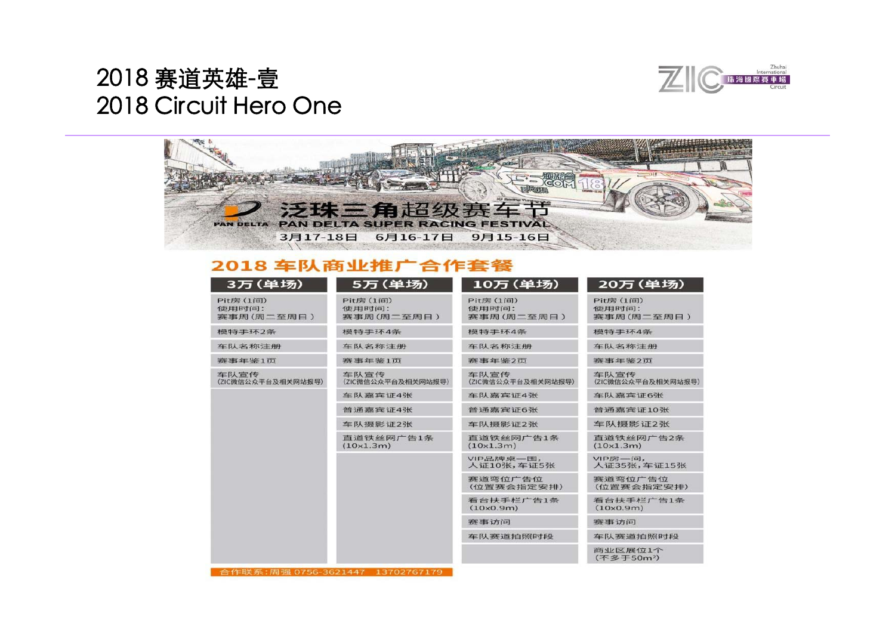# 2018 赛道英雄-壹
# 2018 Circuit Hero One

泛珠三角超级赛车节

PAN DELTA SUPER RACING FESTIVAL

3月17-18日　6月16-17日　9月15-16日

## 2018 车队商业推广合作套餐

| 3万（单场） | 5万（单场） | 10万（单场） | 20万（单场） |
| --- | --- | --- | --- |
| Pit房（1间）<br>使用时间：<br>赛事周（周二至周日） | Pit房（1间）<br>使用时间：<br>赛事周（周二至周日） | Pit房（1间）<br>使用时间：<br>赛事周（周二至周日） | Pit房（1间）<br>使用时间：<br>赛事周（周二至周日） |
| 模特手环2条 | 模特手环4条 | 模特手环4条 | 模特手环4条 |
| 车队名称注册 | 车队名称注册 | 车队名称注册 | 车队名称注册 |
| 赛事年鉴1页 | 赛事年鉴1页 | 赛事年鉴2页 | 赛事年鉴2页 |
| 车队宣传<br>（ZIC微信公众平台及相关网站报导） | 车队宣传<br>（ZIC微信公众平台及相关网站报导） | 车队宣传<br>（ZIC微信公众平台及相关网站报导） | 车队宣传<br>（ZIC微信公众平台及相关网站报导） |
| | 车队嘉宾证4张 | 车队嘉宾证4张 | 车队嘉宾证6张 |
| | 普通嘉宾证4张 | 普通嘉宾证6张 | 普通嘉宾证10张 |
| | 车队摄影证2张 | 车队摄影证2张 | 车队摄影证2张 |
| | 直道铁丝网广告1条<br>（10x1.3m） | 直道铁丝网广告1条<br>（10x1.3m） | 直道铁丝网广告2条<br>（10x1.3m） |
| | | VIP品牌桌一围，<br>人证10张，车证5张 | VIP房一间，<br>人证35张，车证15张 |
| | | 赛道弯位广告位<br>（位置赛会指定安排） | 赛道弯位广告位<br>（位置赛会指定安排） |
| | | 看台扶手栏广告1条<br>（10x0.9m） | 看台扶手栏广告1条<br>（10x0.9m） |
| | | 赛事访问 | 赛事访问 |
| | | 车队赛道拍照时段 | 车队赛道拍照时段 |
| | | | 商业区展位1个<br>（不多于50m²） |

合作联系：周强 0756-3621447　13702767179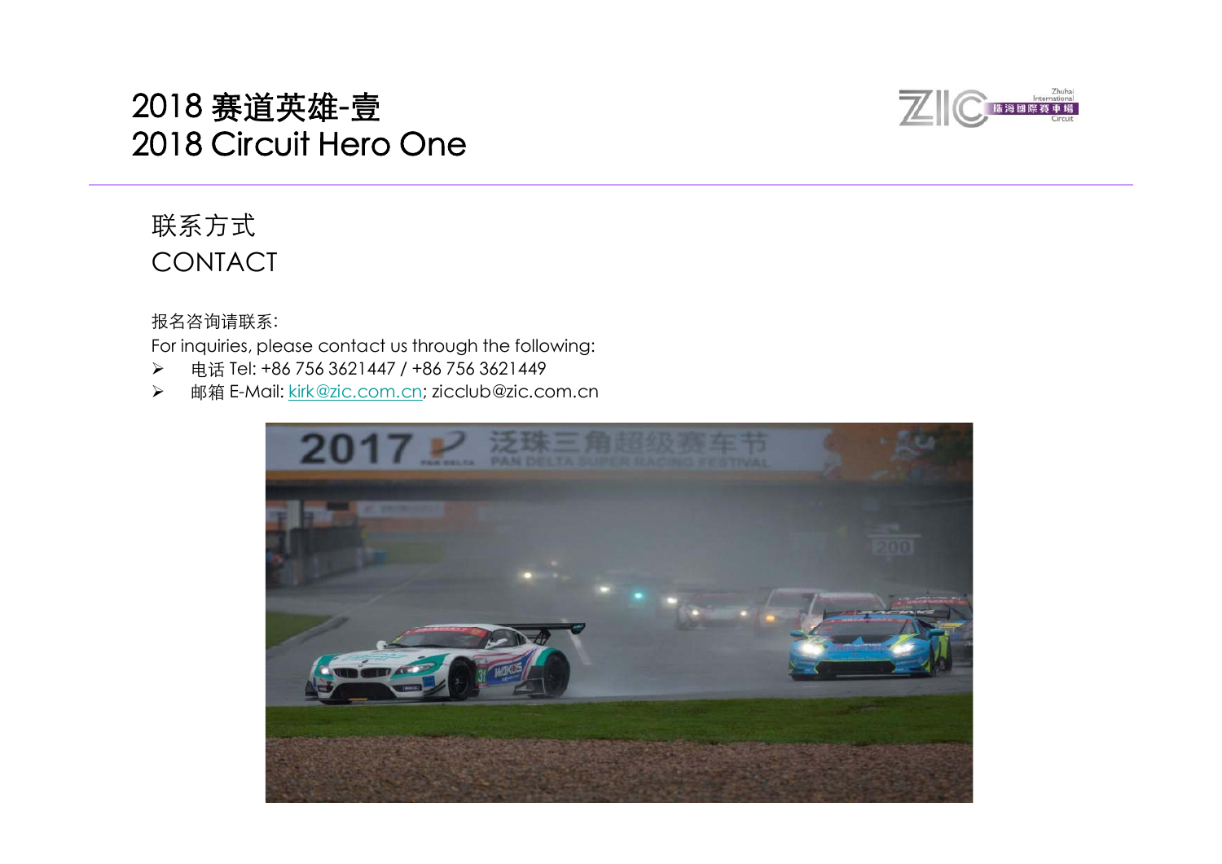# 2018 赛道英雄-壹
# 2018 Circuit Hero One

## 联系方式
## CONTACT

报名咨询请联系:
For inquiries, please contact us through the following:

- 电话 Tel: +86 756 3621447 / +86 756 3621449
- 邮箱 E-Mail: kirk@zic.com.cn; zicclub@zic.com.cn